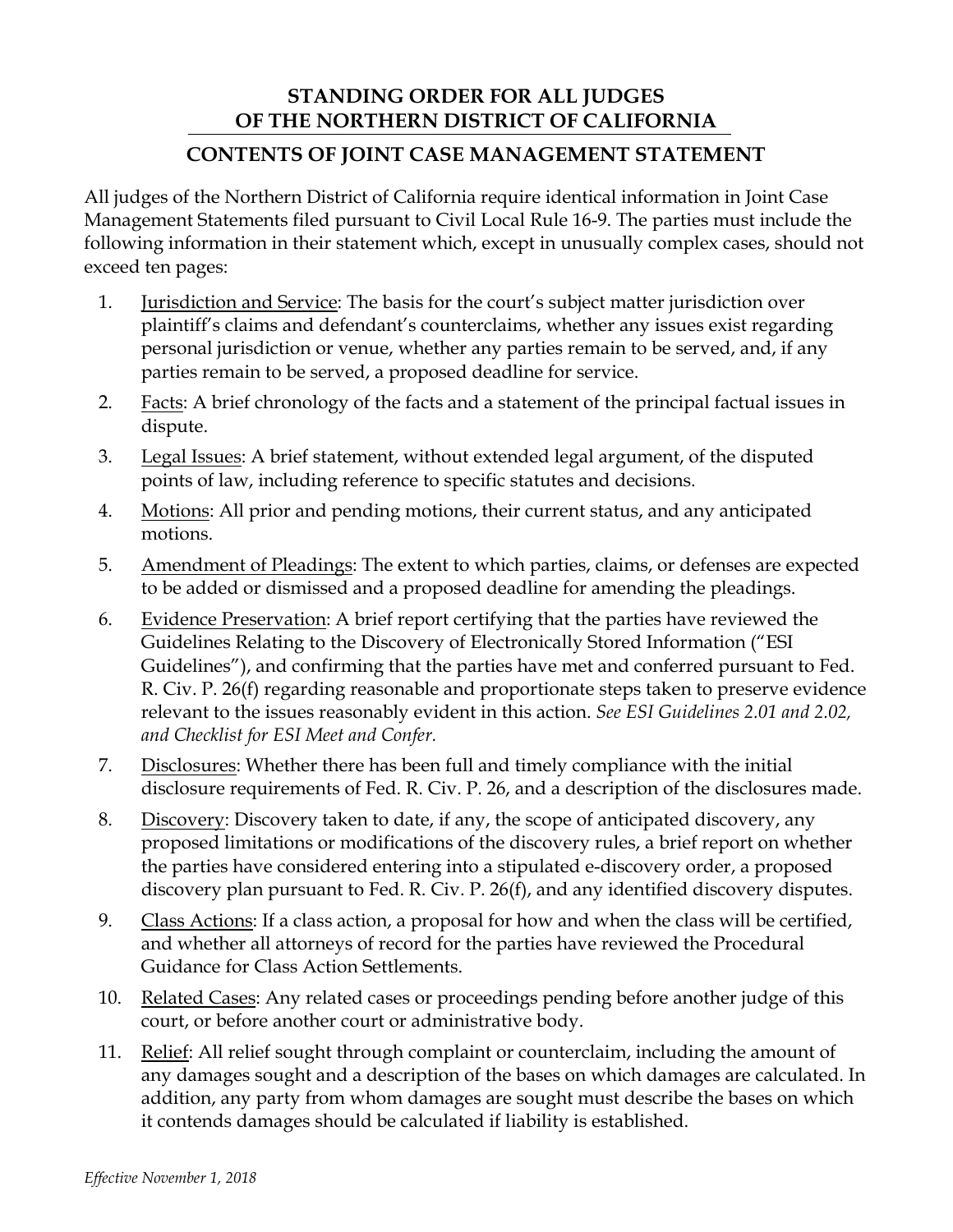# STANDING ORDER FOR ALL JUDGES OF THE NORTHERN DISTRICT OF CALIFORNIA

## CONTENTS OF JOINT CASE MANAGEMENT STATEMENT

All judges of the Northern District of California require identical information in Joint Case Management Statements filed pursuant to Civil Local Rule 16-9. The parties must include the following information in their statement which, except in unusually complex cases, should not exceed ten pages:

1. Jurisdiction and Service: The basis for the court's subject matter jurisdiction over plaintiff's claims and defendant's counterclaims, whether any issues exist regarding personal jurisdiction or venue, whether any parties remain to be served, and, if any parties remain to be served, a proposed deadline for service.
2. Facts: A brief chronology of the facts and a statement of the principal factual issues in dispute.
3. Legal Issues: A brief statement, without extended legal argument, of the disputed points of law, including reference to specific statutes and decisions.
4. Motions: All prior and pending motions, their current status, and any anticipated motions.
5. Amendment of Pleadings: The extent to which parties, claims, or defenses are expected to be added or dismissed and a proposed deadline for amending the pleadings.
6. Evidence Preservation: A brief report certifying that the parties have reviewed the Guidelines Relating to the Discovery of Electronically Stored Information ("ESI Guidelines"), and confirming that the parties have met and conferred pursuant to Fed. R. Civ. P. 26(f) regarding reasonable and proportionate steps taken to preserve evidence relevant to the issues reasonably evident in this action. *See ESI Guidelines 2.01 and 2.02, and Checklist for ESI Meet and Confer.*
7. Disclosures: Whether there has been full and timely compliance with the initial disclosure requirements of Fed. R. Civ. P. 26, and a description of the disclosures made.
8. Discovery: Discovery taken to date, if any, the scope of anticipated discovery, any proposed limitations or modifications of the discovery rules, a brief report on whether the parties have considered entering into a stipulated e-discovery order, a proposed discovery plan pursuant to Fed. R. Civ. P. 26(f), and any identified discovery disputes.
9. Class Actions: If a class action, a proposal for how and when the class will be certified, and whether all attorneys of record for the parties have reviewed the Procedural Guidance for Class Action Settlements.
10. Related Cases: Any related cases or proceedings pending before another judge of this court, or before another court or administrative body.
11. Relief: All relief sought through complaint or counterclaim, including the amount of any damages sought and a description of the bases on which damages are calculated. In addition, any party from whom damages are sought must describe the bases on which it contends damages should be calculated if liability is established.

*Effective November 1, 2018*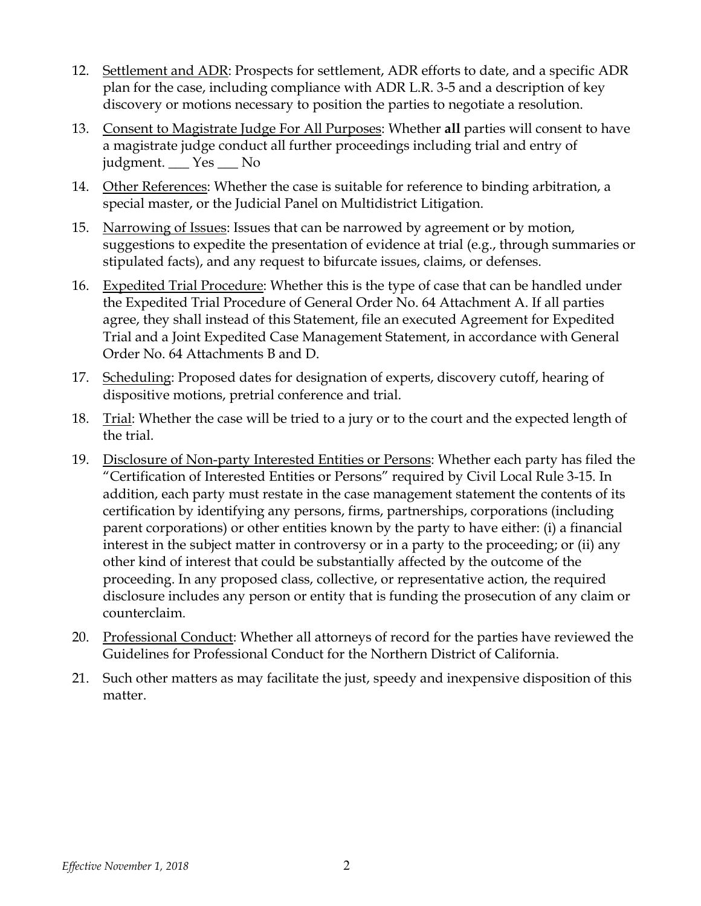12. <u>Settlement and ADR</u>: Prospects for settlement, ADR efforts to date, and a specific ADR plan for the case, including compliance with ADR L.R. 3-5 and a description of key discovery or motions necessary to position the parties to negotiate a resolution.

13. <u>Consent to Magistrate Judge For All Purposes</u>: Whether **all** parties will consent to have a magistrate judge conduct all further proceedings including trial and entry of judgment. ___ Yes ___ No

14. <u>Other References</u>: Whether the case is suitable for reference to binding arbitration, a special master, or the Judicial Panel on Multidistrict Litigation.

15. <u>Narrowing of Issues</u>: Issues that can be narrowed by agreement or by motion, suggestions to expedite the presentation of evidence at trial (e.g., through summaries or stipulated facts), and any request to bifurcate issues, claims, or defenses.

16. <u>Expedited Trial Procedure</u>: Whether this is the type of case that can be handled under the Expedited Trial Procedure of General Order No. 64 Attachment A. If all parties agree, they shall instead of this Statement, file an executed Agreement for Expedited Trial and a Joint Expedited Case Management Statement, in accordance with General Order No. 64 Attachments B and D.

17. <u>Scheduling</u>: Proposed dates for designation of experts, discovery cutoff, hearing of dispositive motions, pretrial conference and trial.

18. <u>Trial</u>: Whether the case will be tried to a jury or to the court and the expected length of the trial.

19. <u>Disclosure of Non-party Interested Entities or Persons</u>: Whether each party has filed the "Certification of Interested Entities or Persons" required by Civil Local Rule 3-15. In addition, each party must restate in the case management statement the contents of its certification by identifying any persons, firms, partnerships, corporations (including parent corporations) or other entities known by the party to have either: (i) a financial interest in the subject matter in controversy or in a party to the proceeding; or (ii) any other kind of interest that could be substantially affected by the outcome of the proceeding. In any proposed class, collective, or representative action, the required disclosure includes any person or entity that is funding the prosecution of any claim or counterclaim.

20. <u>Professional Conduct</u>: Whether all attorneys of record for the parties have reviewed the Guidelines for Professional Conduct for the Northern District of California.

21. Such other matters as may facilitate the just, speedy and inexpensive disposition of this matter.

*Effective November 1, 2018*